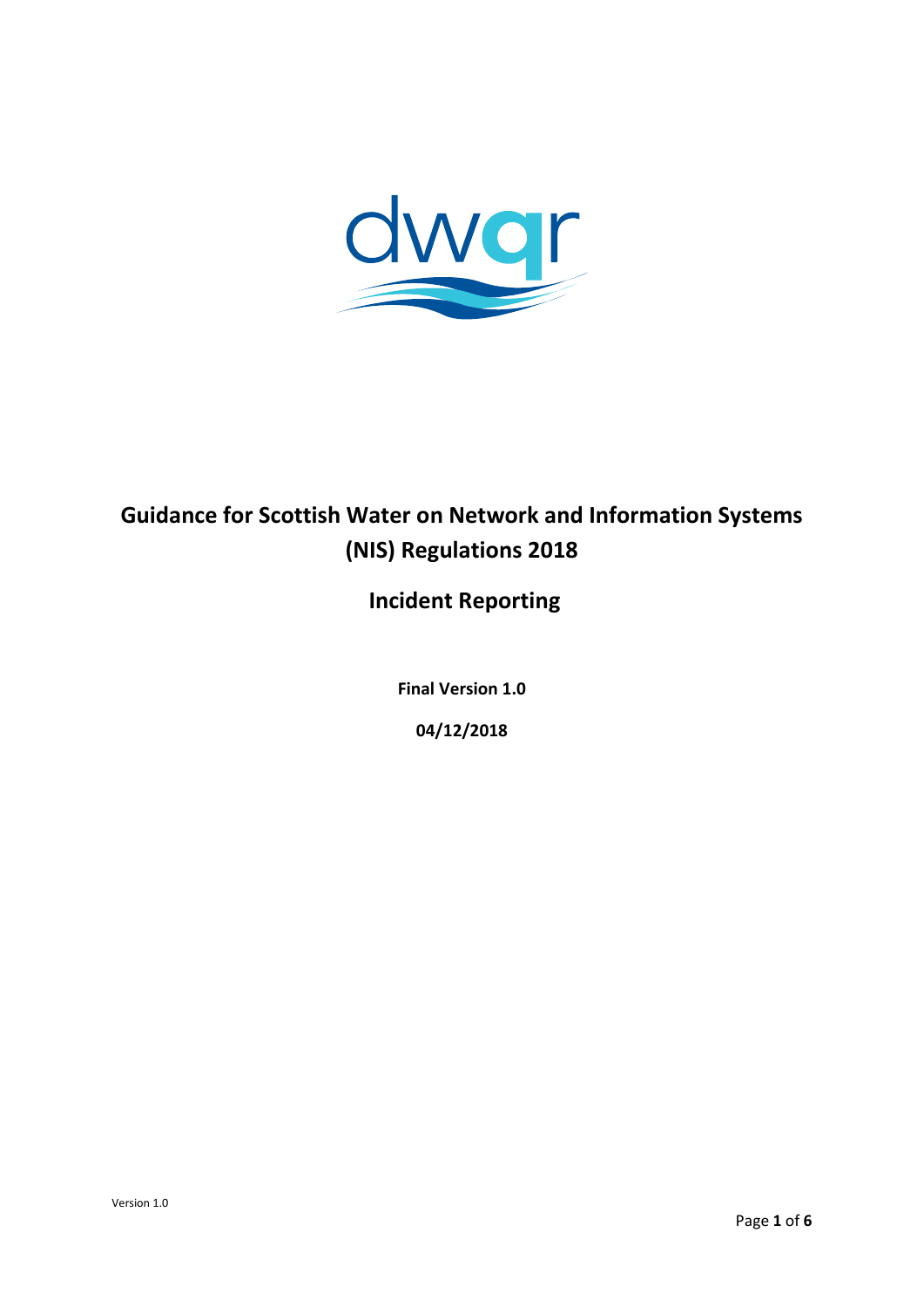# Guidance for Scottish Water on Network and Information Systems (NIS) Regulations 2018

## Incident Reporting

**Final Version 1.0**

**04/12/2018**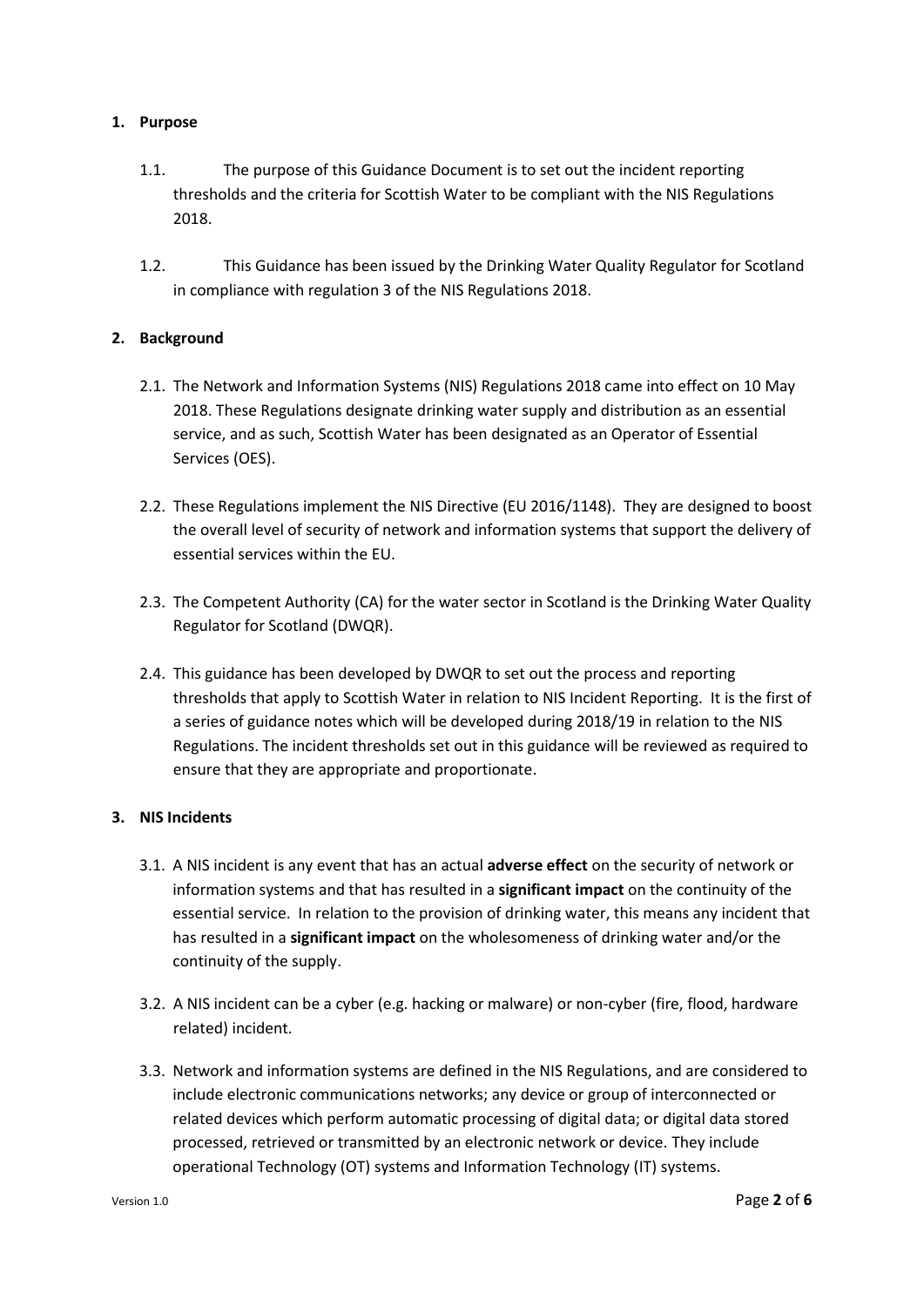## 1. Purpose

1.1. The purpose of this Guidance Document is to set out the incident reporting thresholds and the criteria for Scottish Water to be compliant with the NIS Regulations 2018.

1.2. This Guidance has been issued by the Drinking Water Quality Regulator for Scotland in compliance with regulation 3 of the NIS Regulations 2018.

## 2. Background

2.1. The Network and Information Systems (NIS) Regulations 2018 came into effect on 10 May 2018. These Regulations designate drinking water supply and distribution as an essential service, and as such, Scottish Water has been designated as an Operator of Essential Services (OES).

2.2. These Regulations implement the NIS Directive (EU 2016/1148). They are designed to boost the overall level of security of network and information systems that support the delivery of essential services within the EU.

2.3. The Competent Authority (CA) for the water sector in Scotland is the Drinking Water Quality Regulator for Scotland (DWQR).

2.4. This guidance has been developed by DWQR to set out the process and reporting thresholds that apply to Scottish Water in relation to NIS Incident Reporting. It is the first of a series of guidance notes which will be developed during 2018/19 in relation to the NIS Regulations. The incident thresholds set out in this guidance will be reviewed as required to ensure that they are appropriate and proportionate.

## 3. NIS Incidents

3.1. A NIS incident is any event that has an actual **adverse effect** on the security of network or information systems and that has resulted in a **significant impact** on the continuity of the essential service. In relation to the provision of drinking water, this means any incident that has resulted in a **significant impact** on the wholesomeness of drinking water and/or the continuity of the supply.

3.2. A NIS incident can be a cyber (e.g. hacking or malware) or non-cyber (fire, flood, hardware related) incident.

3.3. Network and information systems are defined in the NIS Regulations, and are considered to include electronic communications networks; any device or group of interconnected or related devices which perform automatic processing of digital data; or digital data stored processed, retrieved or transmitted by an electronic network or device. They include operational Technology (OT) systems and Information Technology (IT) systems.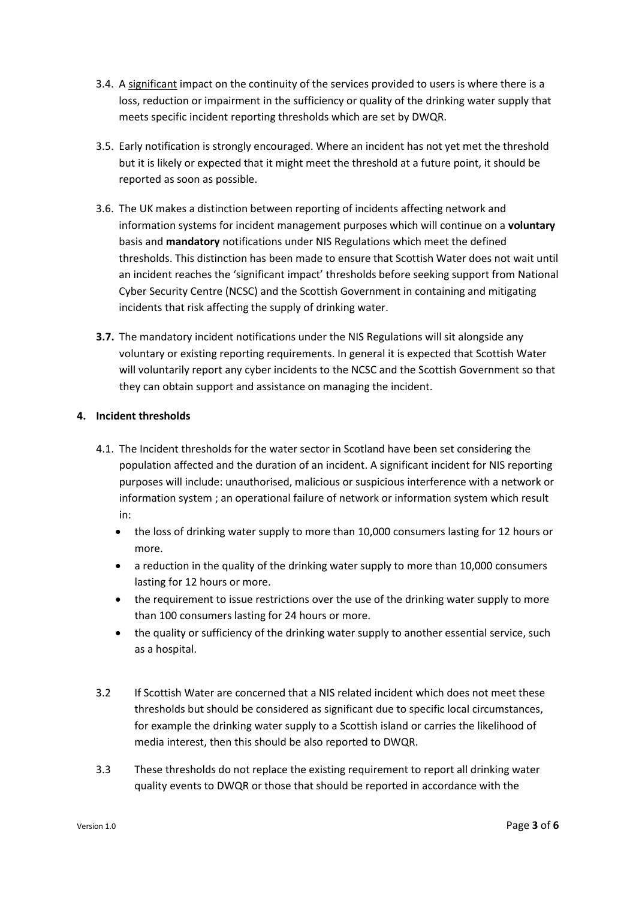3.4. A <u>significant</u> impact on the continuity of the services provided to users is where there is a loss, reduction or impairment in the sufficiency or quality of the drinking water supply that meets specific incident reporting thresholds which are set by DWQR.

3.5. Early notification is strongly encouraged. Where an incident has not yet met the threshold but it is likely or expected that it might meet the threshold at a future point, it should be reported as soon as possible.

3.6. The UK makes a distinction between reporting of incidents affecting network and information systems for incident management purposes which will continue on a **voluntary** basis and **mandatory** notifications under NIS Regulations which meet the defined thresholds. This distinction has been made to ensure that Scottish Water does not wait until an incident reaches the 'significant impact' thresholds before seeking support from National Cyber Security Centre (NCSC) and the Scottish Government in containing and mitigating incidents that risk affecting the supply of drinking water.

**3.7.** The mandatory incident notifications under the NIS Regulations will sit alongside any voluntary or existing reporting requirements. In general it is expected that Scottish Water will voluntarily report any cyber incidents to the NCSC and the Scottish Government so that they can obtain support and assistance on managing the incident.

## 4. Incident thresholds

4.1. The Incident thresholds for the water sector in Scotland have been set considering the population affected and the duration of an incident. A significant incident for NIS reporting purposes will include: unauthorised, malicious or suspicious interference with a network or information system ; an operational failure of network or information system which result in:

- the loss of drinking water supply to more than 10,000 consumers lasting for 12 hours or more.
- a reduction in the quality of the drinking water supply to more than 10,000 consumers lasting for 12 hours or more.
- the requirement to issue restrictions over the use of the drinking water supply to more than 100 consumers lasting for 24 hours or more.
- the quality or sufficiency of the drinking water supply to another essential service, such as a hospital.

3.2 If Scottish Water are concerned that a NIS related incident which does not meet these thresholds but should be considered as significant due to specific local circumstances, for example the drinking water supply to a Scottish island or carries the likelihood of media interest, then this should be also reported to DWQR.

3.3 These thresholds do not replace the existing requirement to report all drinking water quality events to DWQR or those that should be reported in accordance with the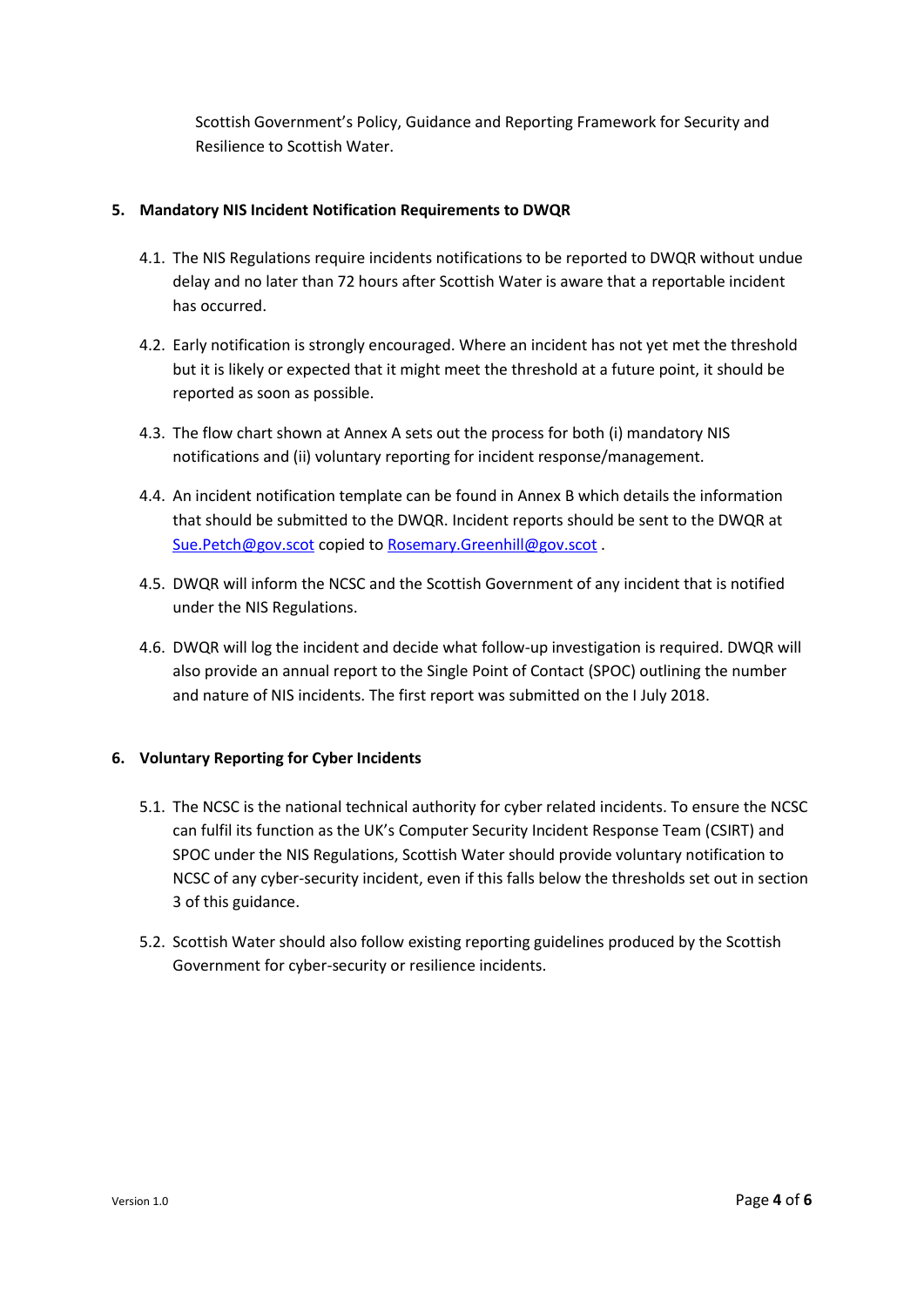Scottish Government's Policy, Guidance and Reporting Framework for Security and Resilience to Scottish Water.

## 5. Mandatory NIS Incident Notification Requirements to DWQR

4.1. The NIS Regulations require incidents notifications to be reported to DWQR without undue delay and no later than 72 hours after Scottish Water is aware that a reportable incident has occurred.

4.2. Early notification is strongly encouraged. Where an incident has not yet met the threshold but it is likely or expected that it might meet the threshold at a future point, it should be reported as soon as possible.

4.3. The flow chart shown at Annex A sets out the process for both (i) mandatory NIS notifications and (ii) voluntary reporting for incident response/management.

4.4. An incident notification template can be found in Annex B which details the information that should be submitted to the DWQR. Incident reports should be sent to the DWQR at Sue.Petch@gov.scot copied to Rosemary.Greenhill@gov.scot .

4.5. DWQR will inform the NCSC and the Scottish Government of any incident that is notified under the NIS Regulations.

4.6. DWQR will log the incident and decide what follow-up investigation is required. DWQR will also provide an annual report to the Single Point of Contact (SPOC) outlining the number and nature of NIS incidents. The first report was submitted on the I July 2018.

## 6. Voluntary Reporting for Cyber Incidents

5.1. The NCSC is the national technical authority for cyber related incidents. To ensure the NCSC can fulfil its function as the UK's Computer Security Incident Response Team (CSIRT) and SPOC under the NIS Regulations, Scottish Water should provide voluntary notification to NCSC of any cyber-security incident, even if this falls below the thresholds set out in section 3 of this guidance.

5.2. Scottish Water should also follow existing reporting guidelines produced by the Scottish Government for cyber-security or resilience incidents.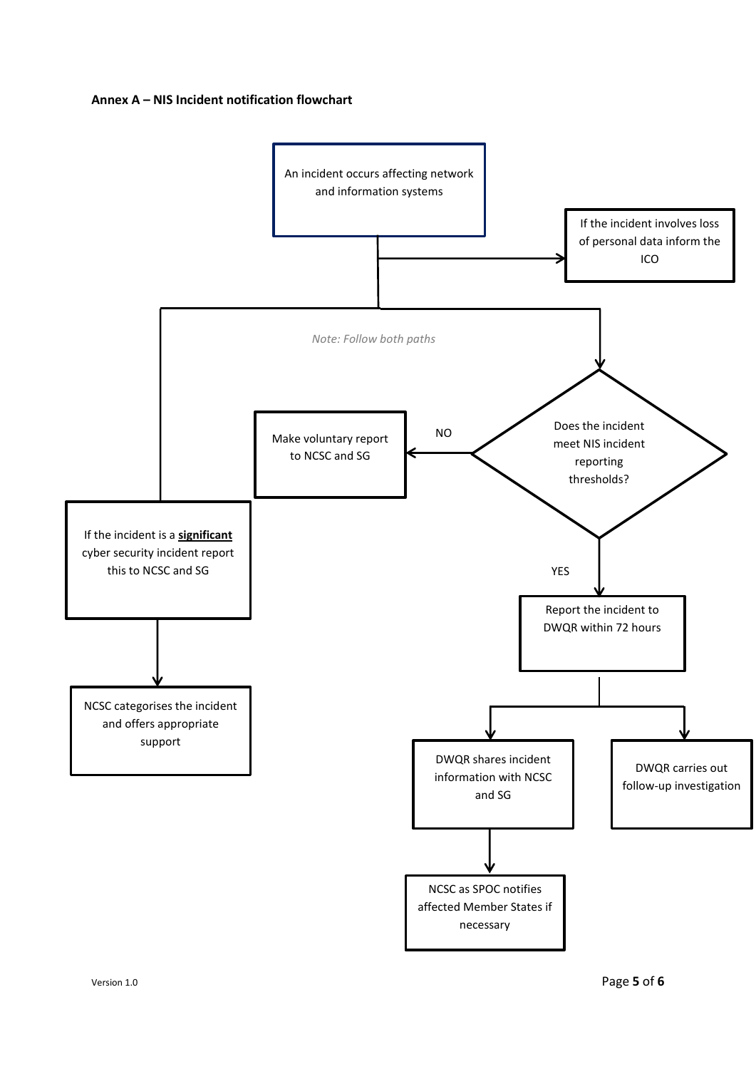**Annex A – NIS Incident notification flowchart**

An incident occurs affecting network and information systems

If the incident involves loss of personal data inform the ICO

*Note: Follow both paths*

If the incident is a **significant** cyber security incident report this to NCSC and SG

NCSC categorises the incident and offers appropriate support

Does the incident meet NIS incident reporting thresholds?

NO

Make voluntary report to NCSC and SG

YES

Report the incident to DWQR within 72 hours

DWQR shares incident information with NCSC and SG

NCSC as SPOC notifies affected Member States if necessary

DWQR carries out follow-up investigation

Version 1.0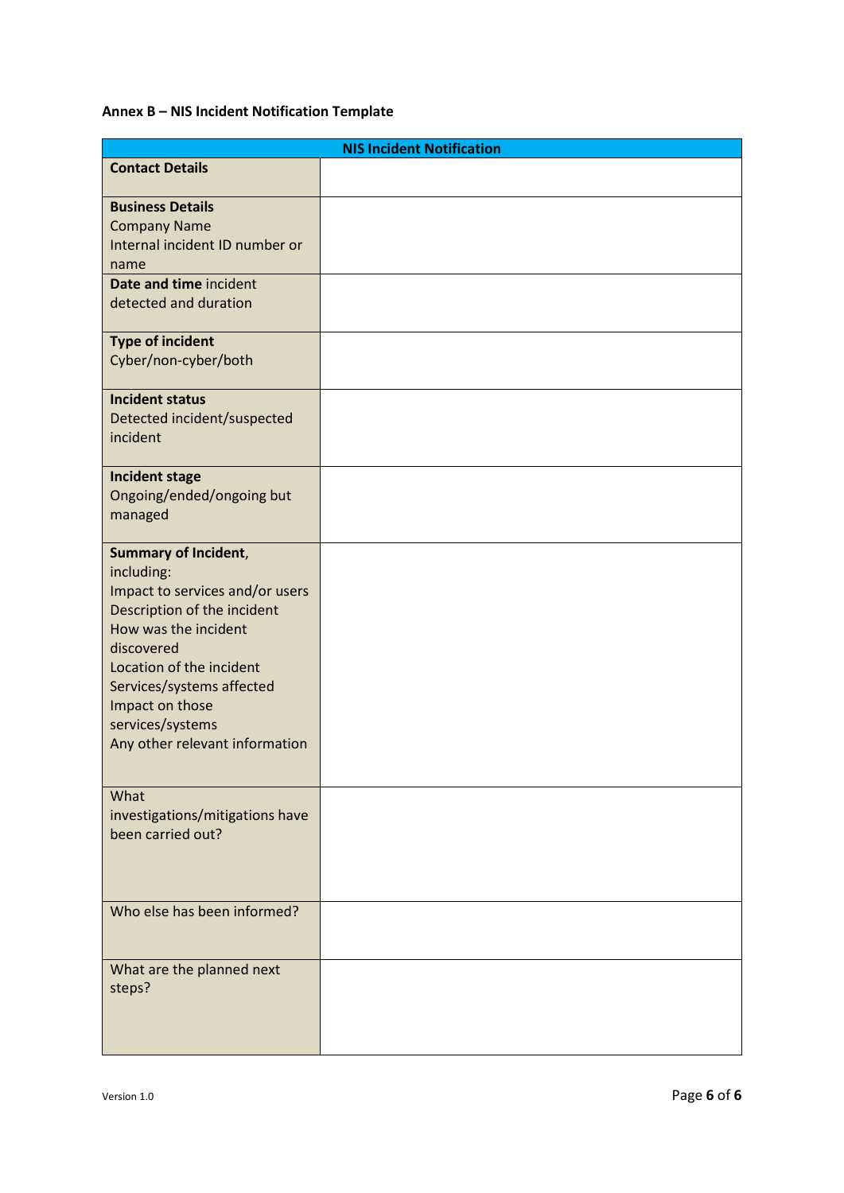**Annex B – NIS Incident Notification Template**

| **NIS Incident Notification** | |
|---|---|
| **Contact Details** | |
| **Business Details**<br>Company Name<br>Internal incident ID number or name | |
| **Date and time** incident detected and duration | |
| **Type of incident**<br>Cyber/non-cyber/both | |
| **Incident status**<br>Detected incident/suspected incident | |
| **Incident stage**<br>Ongoing/ended/ongoing but managed | |
| **Summary of Incident**, including:<br>Impact to services and/or users<br>Description of the incident<br>How was the incident discovered<br>Location of the incident<br>Services/systems affected<br>Impact on those services/systems<br>Any other relevant information | |
| What investigations/mitigations have been carried out? | |
| Who else has been informed? | |
| What are the planned next steps? | |

Version 1.0